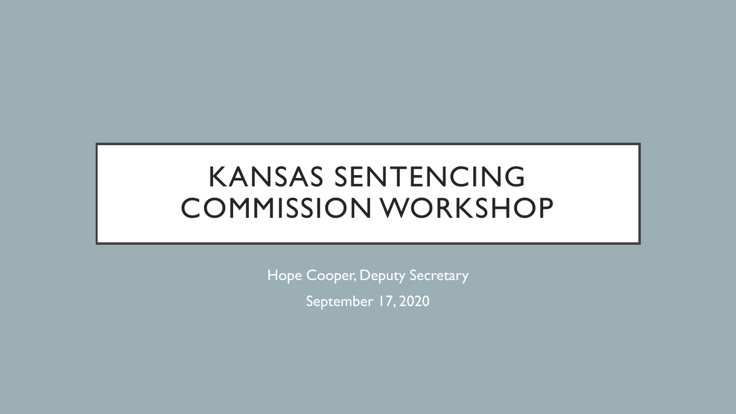# KANSAS SENTENCING COMMISSION WORKSHOP

Hope Cooper, Deputy Secretary

September 17, 2020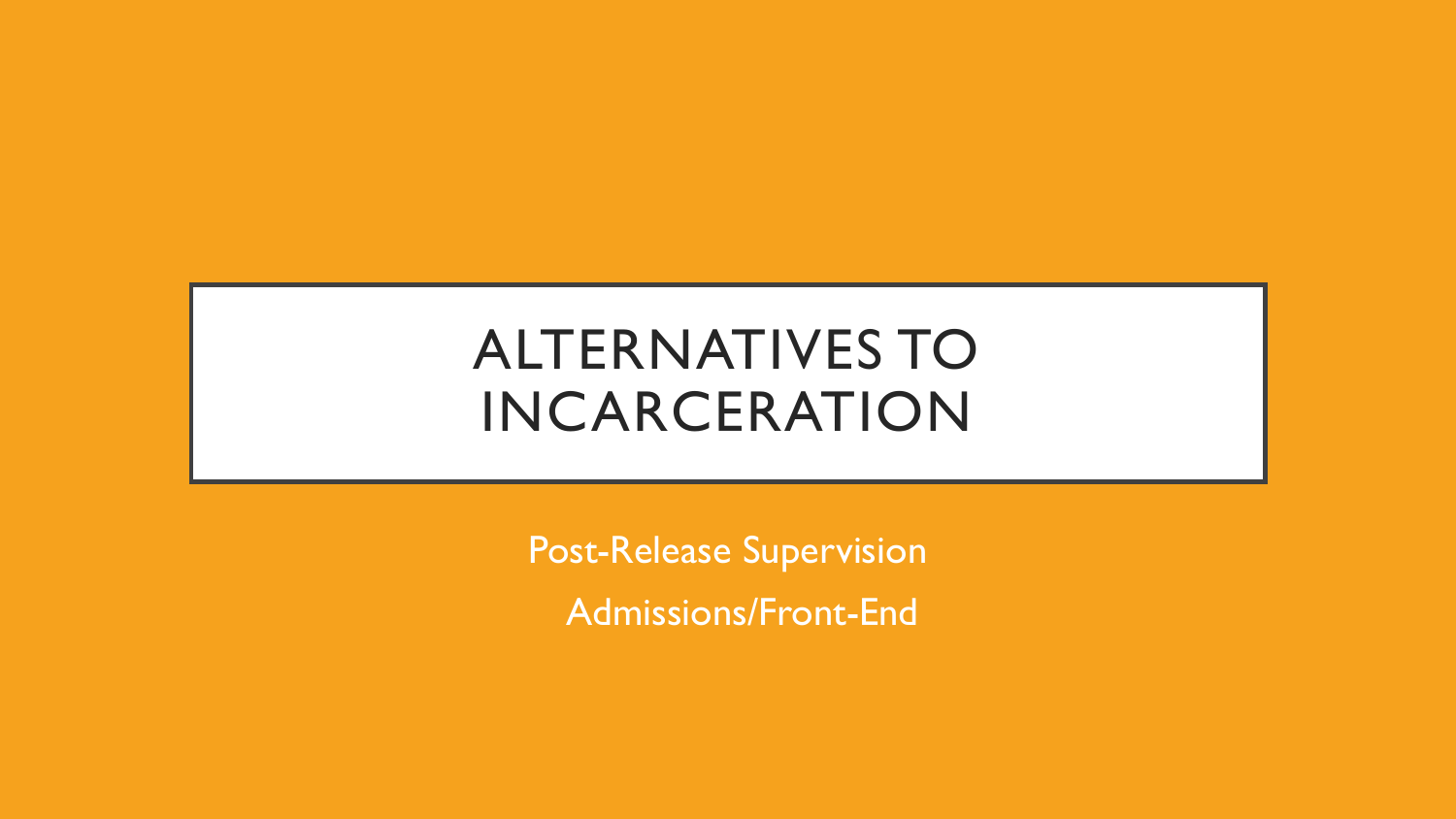# ALTERNATIVES TO INCARCERATION

Post-Release Supervision

Admissions/Front-End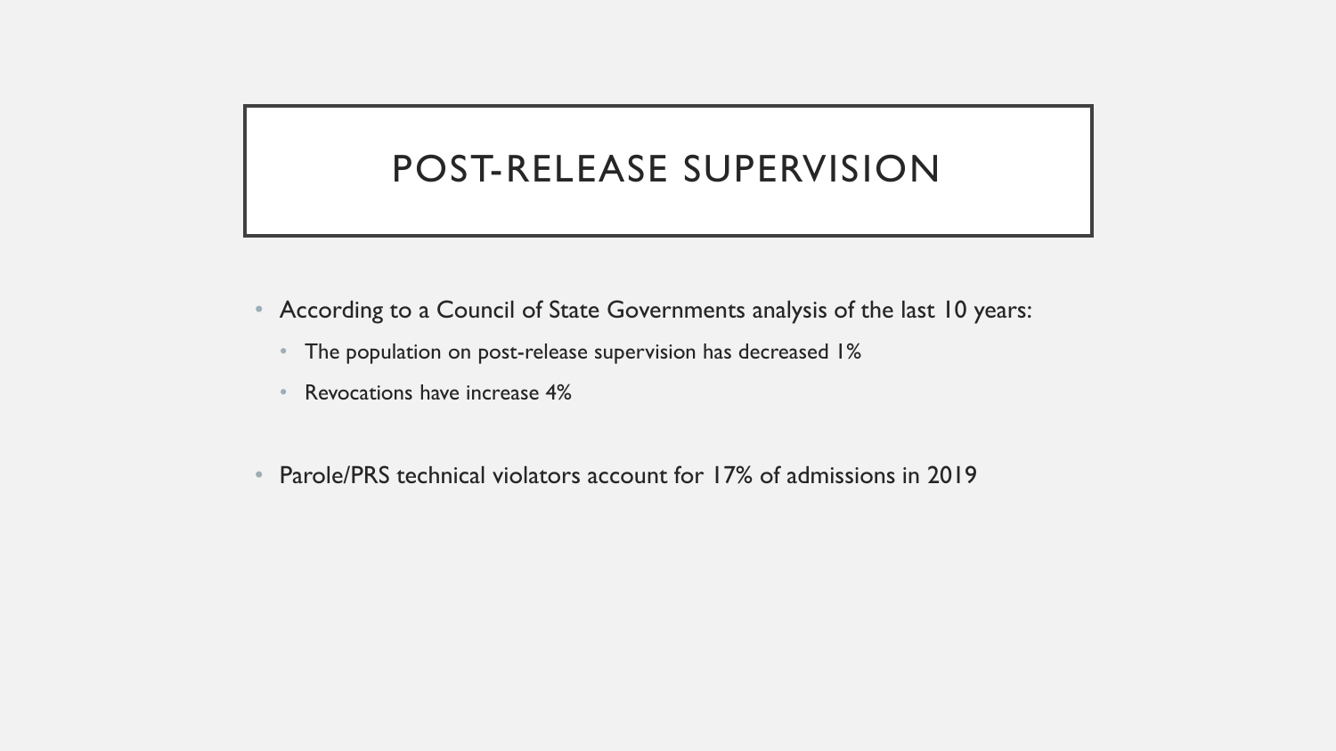# POST-RELEASE SUPERVISION

- According to a Council of State Governments analysis of the last 10 years:
  - The population on post-release supervision has decreased 1%
  - Revocations have increase 4%

- Parole/PRS technical violators account for 17% of admissions in 2019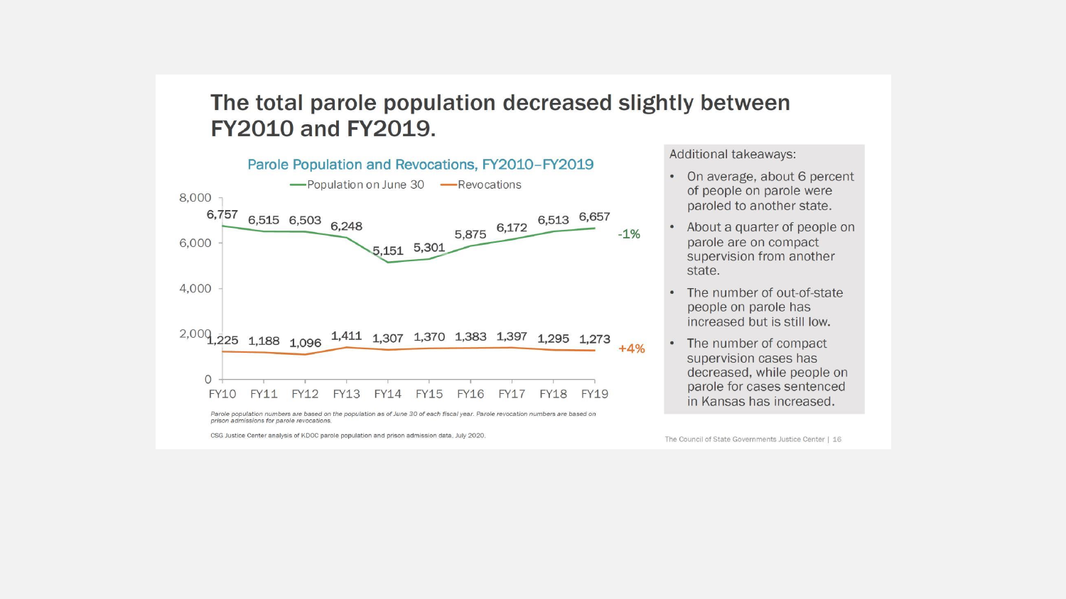# The total parole population decreased slightly between FY2010 and FY2019.

**Parole Population and Revocations, FY2010–FY2019**

| | FY10 | FY11 | FY12 | FY13 | FY14 | FY15 | FY16 | FY17 | FY18 | FY19 | Change |
|---|---|---|---|---|---|---|---|---|---|---|---|
| Population on June 30 | 6,757 | 6,515 | 6,503 | 6,248 | 5,151 | 5,301 | 5,875 | 6,172 | 6,513 | 6,657 | -1% |
| Revocations | 1,225 | 1,188 | 1,096 | 1,411 | 1,307 | 1,370 | 1,383 | 1,397 | 1,295 | 1,273 | +4% |

*Parole population numbers are based on the population as of June 30 of each fiscal year. Parole revocation numbers are based on prison admissions for parole revocations.*

CSG Justice Center analysis of KDOC parole population and prison admission data, July 2020.

Additional takeaways:

- On average, about 6 percent of people on parole were paroled to another state.
- About a quarter of people on parole are on compact supervision from another state.
- The number of out-of-state people on parole has increased but is still low.
- The number of compact supervision cases has decreased, while people on parole for cases sentenced in Kansas has increased.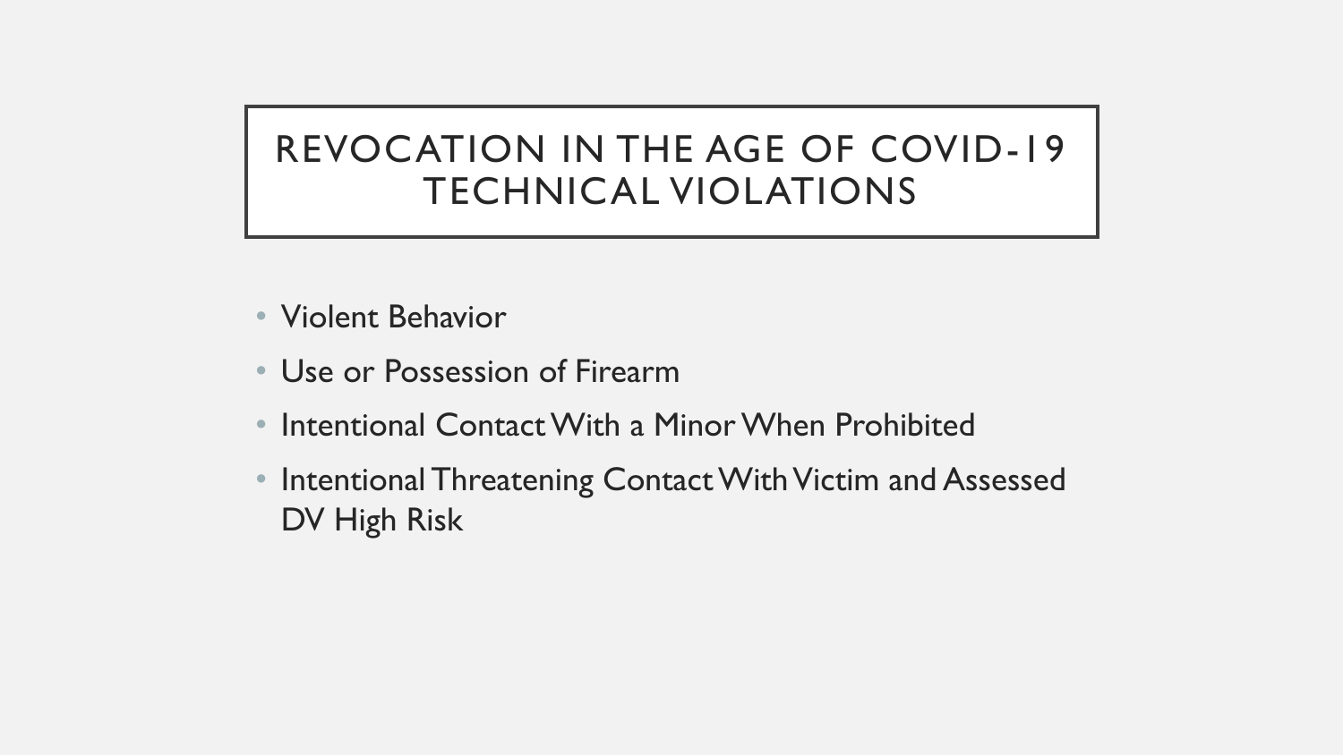# REVOCATION IN THE AGE OF COVID-19 TECHNICAL VIOLATIONS

- Violent Behavior
- Use or Possession of Firearm
- Intentional Contact With a Minor When Prohibited
- Intentional Threatening Contact With Victim and Assessed DV High Risk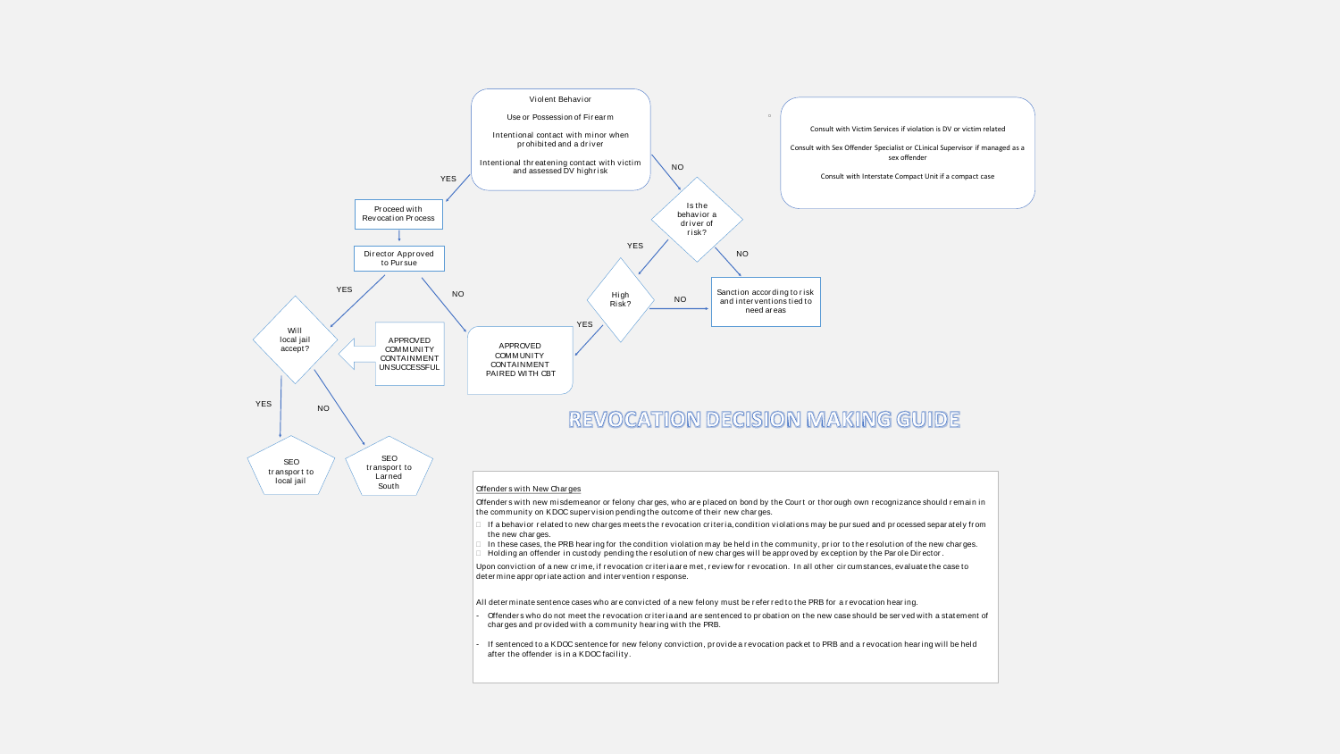# REVOCATION DECISION MAKING GUIDE

Violent Behavior

Use or Possession of Firearm

Intentional contact with minor when prohibited and a driver

Intentional threatening contact with victim and assessed DV high risk

YES → Proceed with Revocation Process → Director Approved to Pursue

- YES → Will local jail accept?
  - YES → SEO transport to local jail
  - NO → SEO transport to Larned South
- NO → APPROVED COMMUNITY CONTAINMENT PAIRED WITH CBT

APPROVED COMMUNITY CONTAINMENT UNSUCCESSFUL → Will local jail accept?

NO → Is the behavior a driver of risk?

- YES → High Risk?
  - YES → APPROVED COMMUNITY CONTAINMENT PAIRED WITH CBT
  - NO → Sanction according to risk and interventions tied to need areas
- NO → Sanction according to risk and interventions tied to need areas

Consult with Victim Services if violation is DV or victim related

Consult with Sex Offender Specialist or CLinical Supervisor if managed as a sex offender

Consult with Interstate Compact Unit if a compact case

<u>Offenders with New Charges</u>

Offenders with new misdemeanor or felony charges, who are placed on bond by the Court or thorough own recognizance should remain in the community on KDOC supervision pending the outcome of their new charges.

- If a behavior related to new charges meets the revocation criteria, condition violations may be pursued and processed separately from the new charges.
- In these cases, the PRB hearing for the condition violation may be held in the community, prior to the resolution of the new charges.
- Holding an offender in custody pending the resolution of new charges will be approved by exception by the Parole Director.

Upon conviction of a new crime, if revocation criteria are met, review for revocation. In all other circumstances, evaluate the case to determine appropriate action and intervention response.

All determinate sentence cases who are convicted of a new felony must be referred to the PRB for a revocation hearing.

- Offenders who do not meet the revocation criteria and are sentenced to probation on the new case should be served with a statement of charges and provided with a community hearing with the PRB.
- If sentenced to a KDOC sentence for new felony conviction, provide a revocation packet to PRB and a revocation hearing will be held after the offender is in a KDOC facility.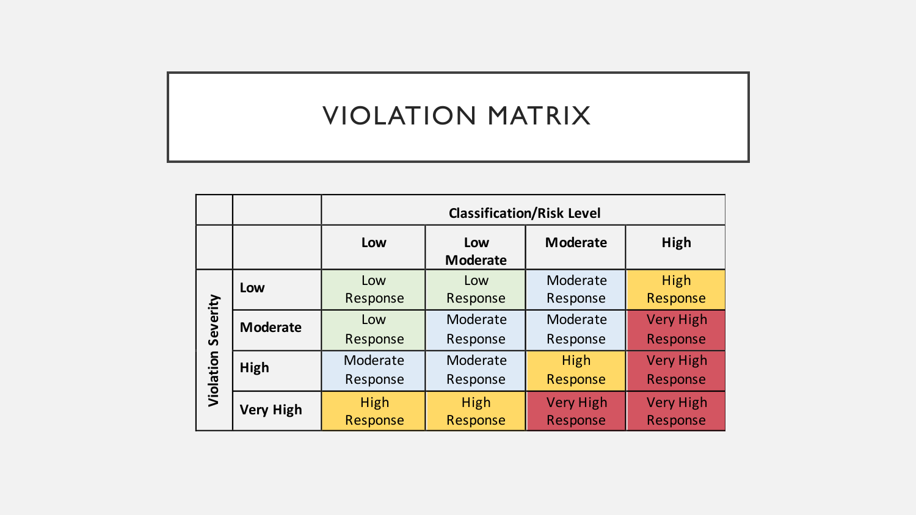# VIOLATION MATRIX

| | | Classification/Risk Level | | | |
|---|---|---|---|---|---|
| | | **Low** | **Low Moderate** | **Moderate** | **High** |
| **Violation Severity** | **Low** | Low Response | Low Response | Moderate Response | High Response |
| | **Moderate** | Low Response | Moderate Response | Moderate Response | Very High Response |
| | **High** | Moderate Response | Moderate Response | High Response | Very High Response |
| | **Very High** | High Response | High Response | Very High Response | Very High Response |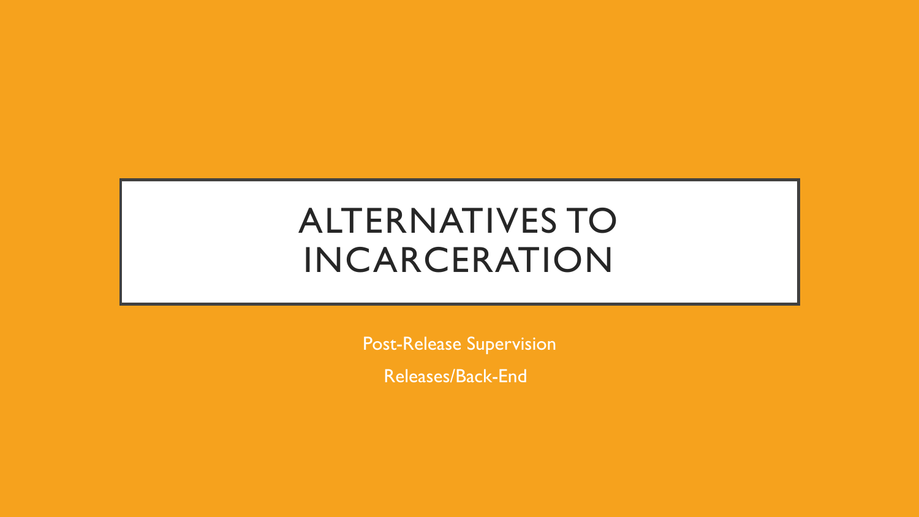# ALTERNATIVES TO INCARCERATION

Post-Release Supervision

Releases/Back-End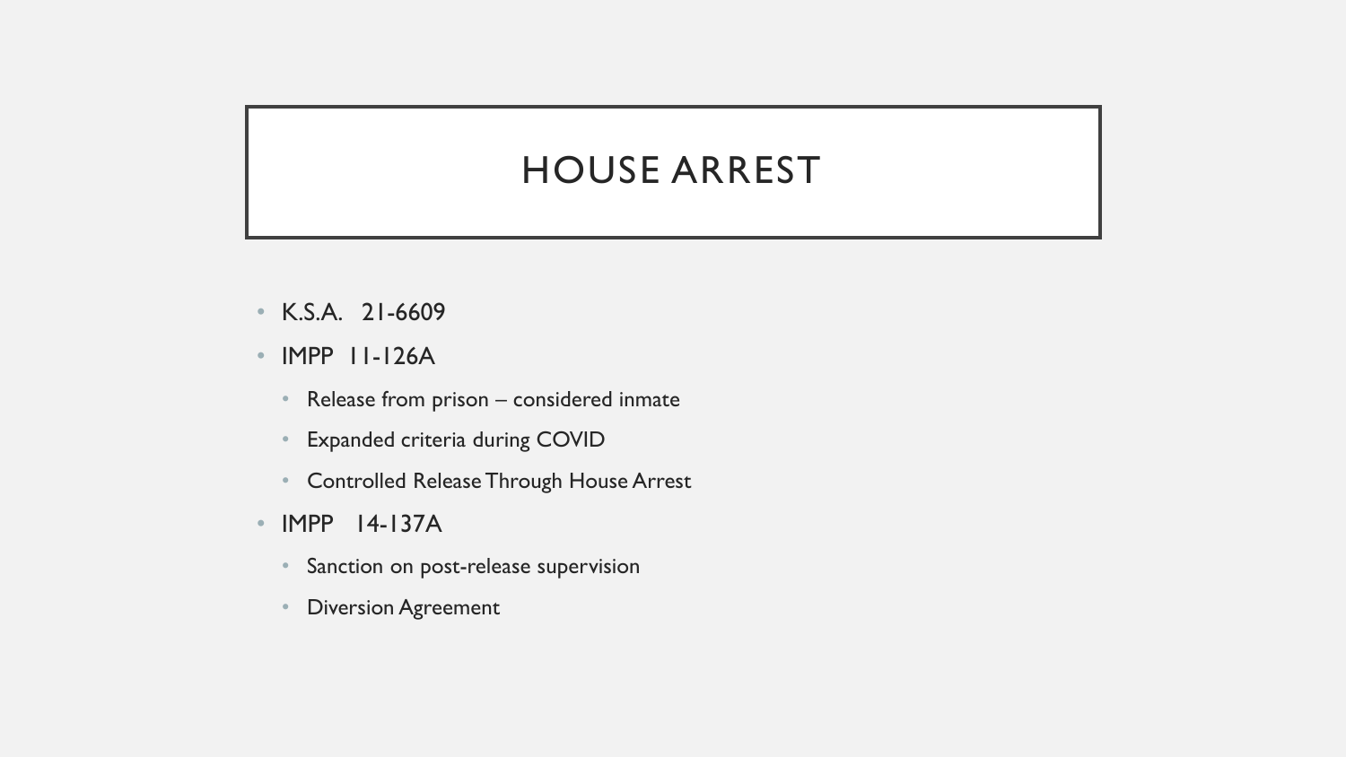# HOUSE ARREST

- K.S.A. 21-6609
- IMPP 11-126A
  - Release from prison – considered inmate
  - Expanded criteria during COVID
  - Controlled Release Through House Arrest
- IMPP 14-137A
  - Sanction on post-release supervision
  - Diversion Agreement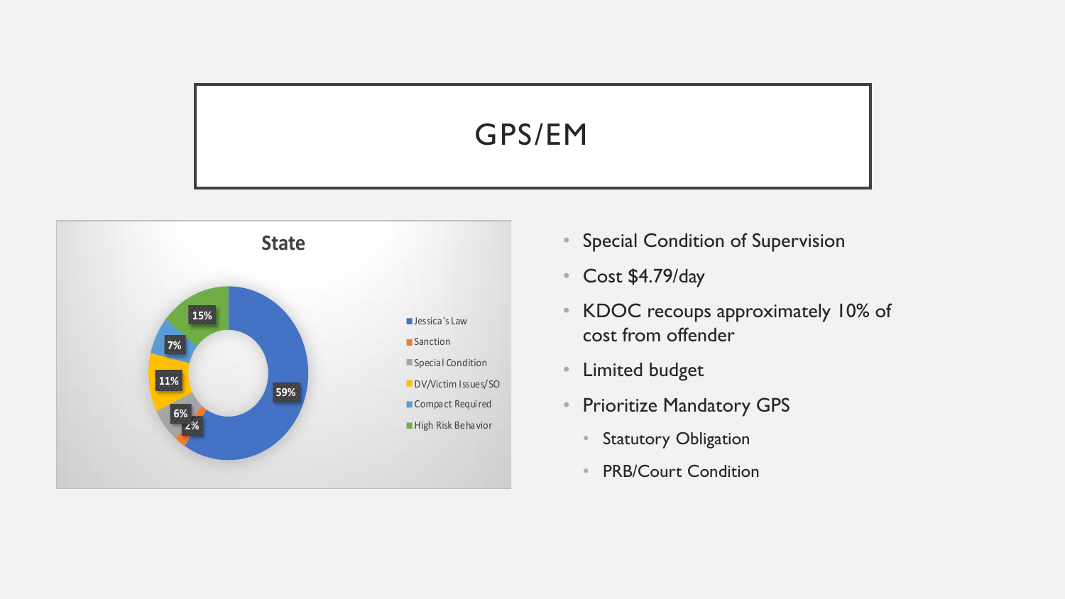# GPS/EM

**State**

| Category | Percentage |
| --- | --- |
| Jessica's Law | 59% |
| Sanction | 2% |
| Special Condition | 6% |
| DV/Victim Issues/SO | 11% |
| Compact Required | 7% |
| High Risk Behavior | 15% |

- Special Condition of Supervision
- Cost $4.79/day
- KDOC recoups approximately 10% of cost from offender
- Limited budget
- Prioritize Mandatory GPS
  - Statutory Obligation
  - PRB/Court Condition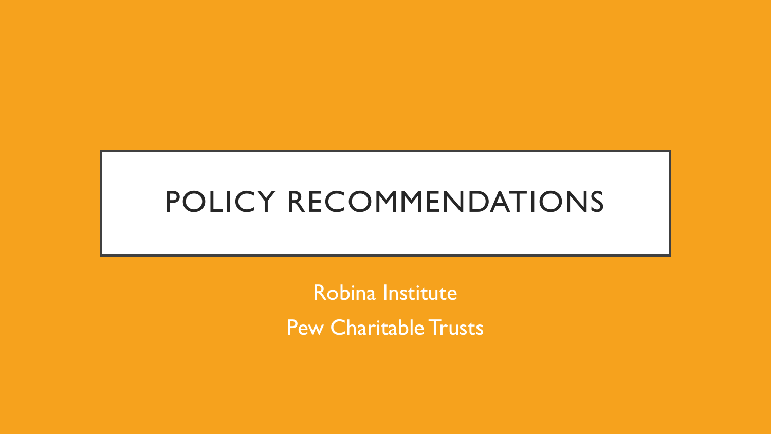# POLICY RECOMMENDATIONS

Robina Institute

Pew Charitable Trusts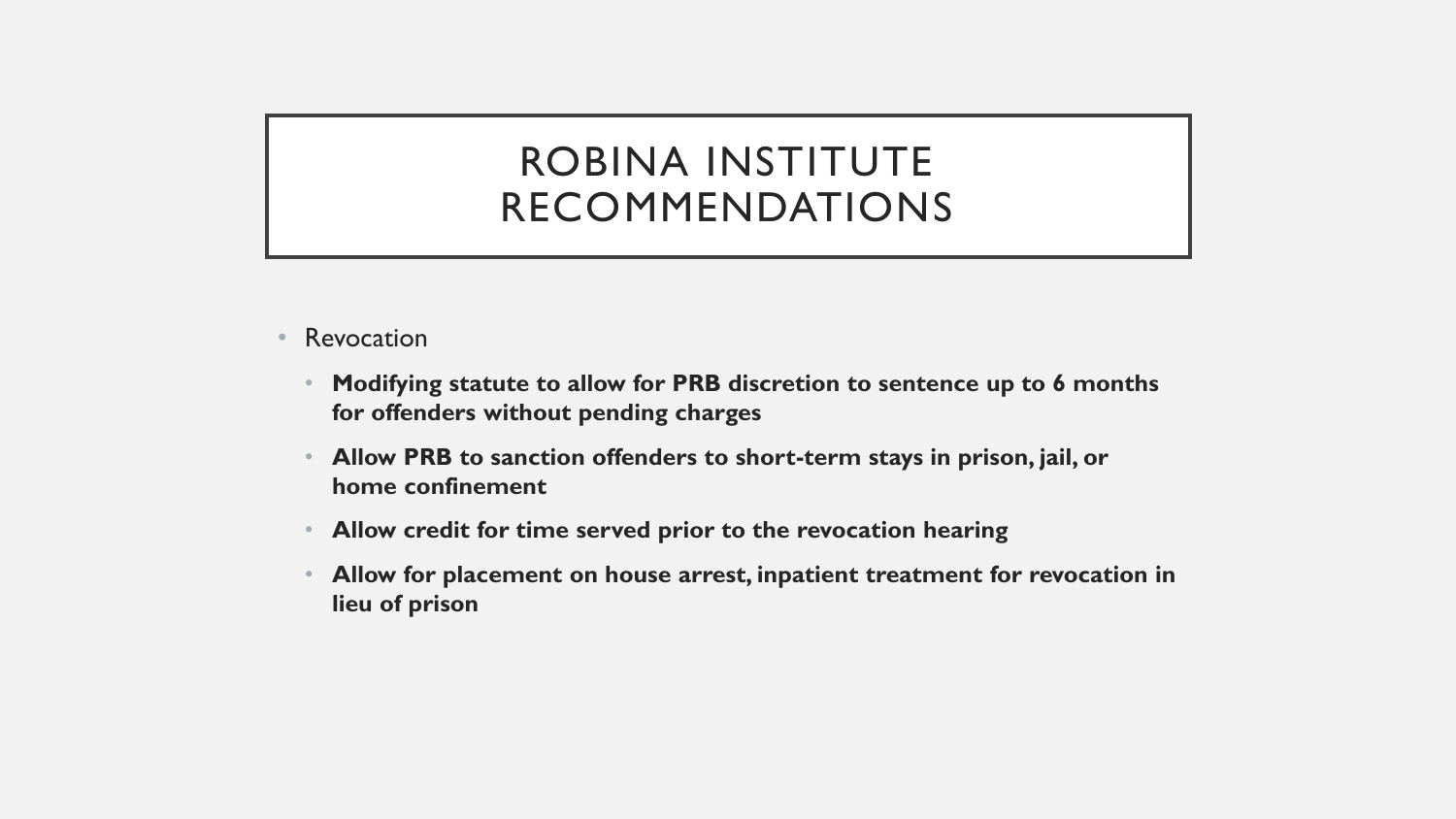# ROBINA INSTITUTE RECOMMENDATIONS

- Revocation
  - **Modifying statute to allow for PRB discretion to sentence up to 6 months for offenders without pending charges**
  - **Allow PRB to sanction offenders to short-term stays in prison, jail, or home confinement**
  - **Allow credit for time served prior to the revocation hearing**
  - **Allow for placement on house arrest, inpatient treatment for revocation in lieu of prison**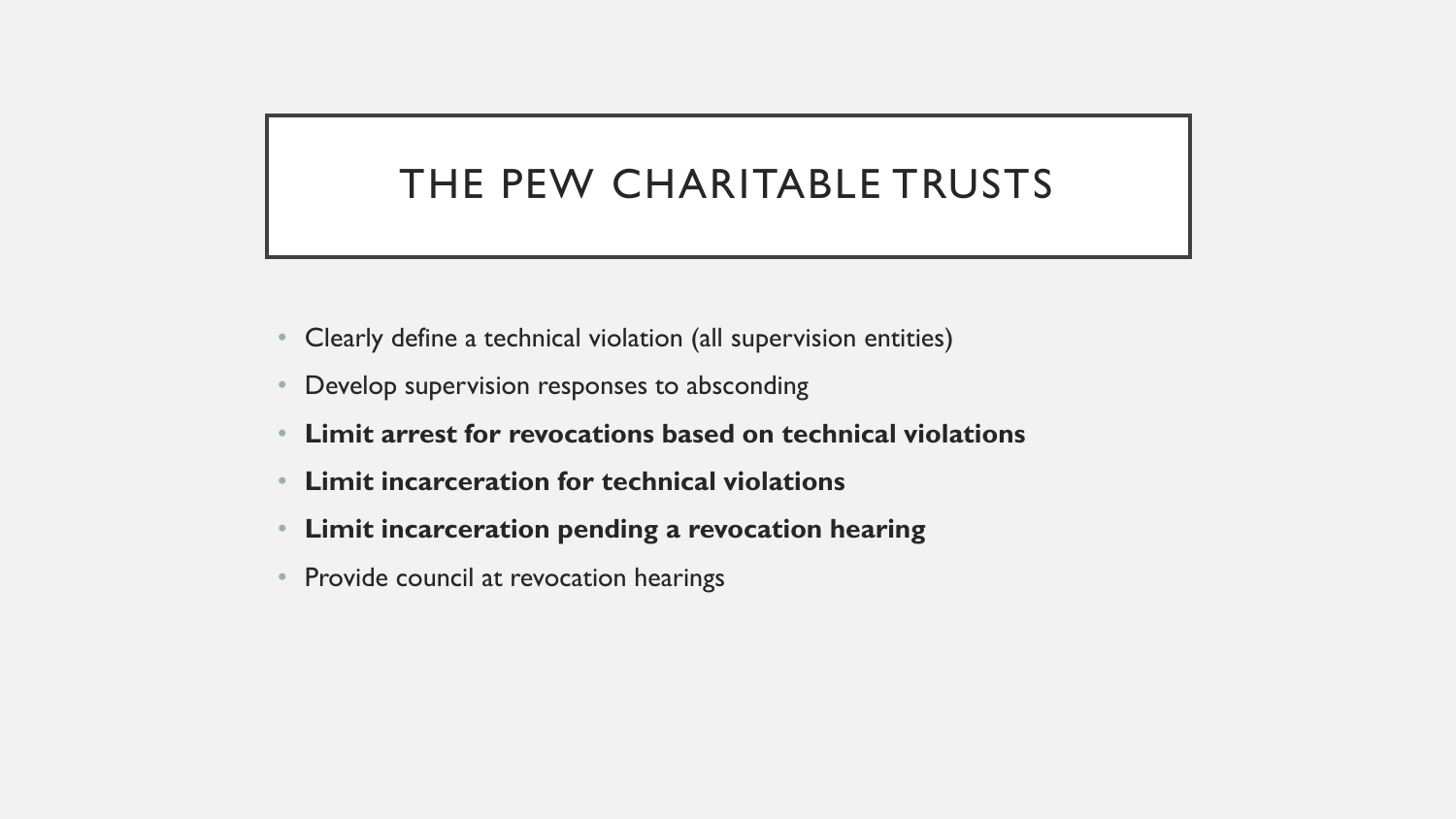# THE PEW CHARITABLE TRUSTS

- Clearly define a technical violation (all supervision entities)
- Develop supervision responses to absconding
- **Limit arrest for revocations based on technical violations**
- **Limit incarceration for technical violations**
- **Limit incarceration pending a revocation hearing**
- Provide council at revocation hearings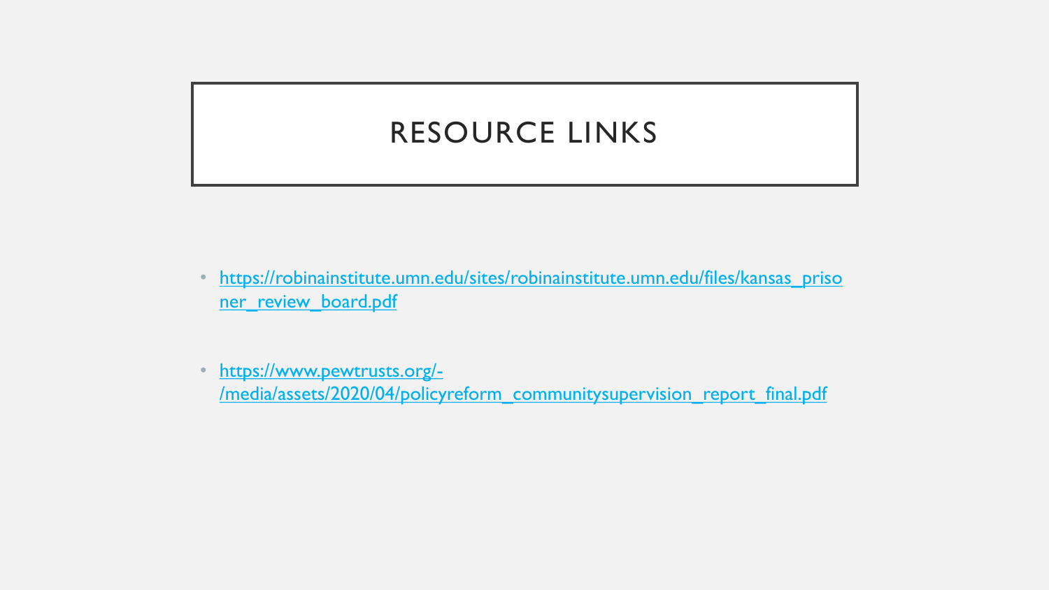# RESOURCE LINKS

- https://robinainstitute.umn.edu/sites/robinainstitute.umn.edu/files/kansas_prisoner_review_board.pdf
- https://www.pewtrusts.org/-/media/assets/2020/04/policyreform_communitysupervision_report_final.pdf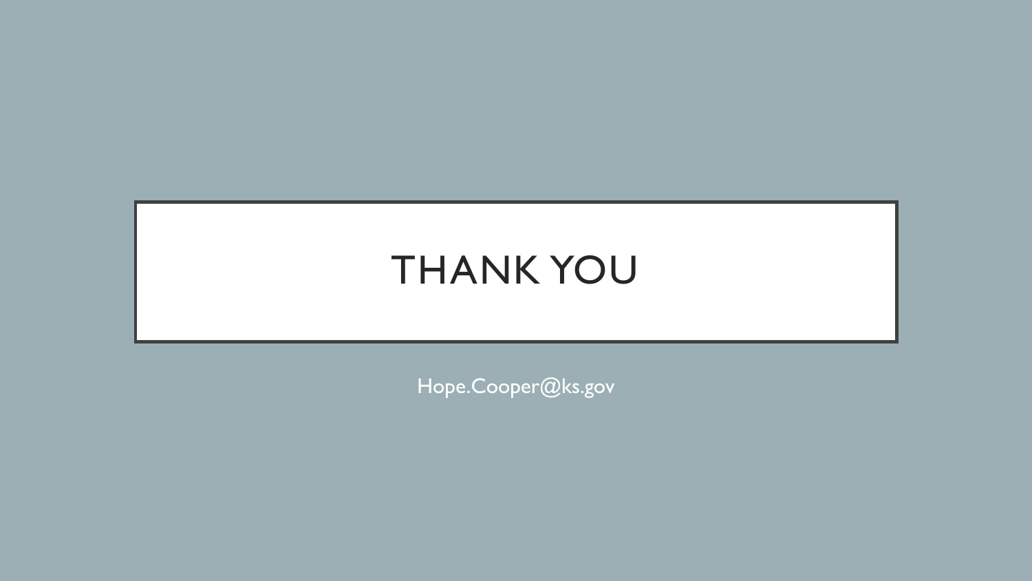# THANK YOU

Hope.Cooper@ks.gov